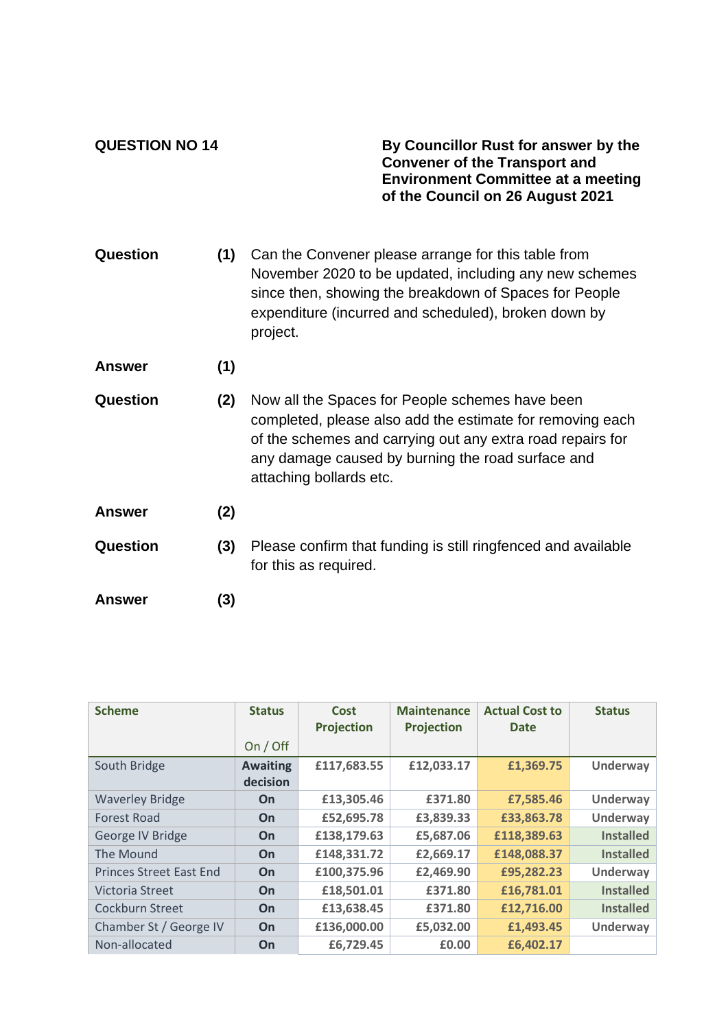**QUESTION NO 14**

**By Councillor Rust for answer by the Convener of the Transport and Environment Committee at a meeting of the Council on 26 August 2021**

**Question** **(1)** Can the Convener please arrange for this table from November 2020 to be updated, including any new schemes since then, showing the breakdown of Spaces for People expenditure (incurred and scheduled), broken down by project.

**Answer** **(1)**

**Question** **(2)** Now all the Spaces for People schemes have been completed, please also add the estimate for removing each of the schemes and carrying out any extra road repairs for any damage caused by burning the road surface and attaching bollards etc.

**Answer** **(2)**

**Question** **(3)** Please confirm that funding is still ringfenced and available for this as required.

**Answer** **(3)**

| Scheme | Status<br>On / Off | Cost Projection | Maintenance Projection | Actual Cost to Date | Status |
|---|---|---|---|---|---|
| South Bridge | **Awaiting decision** | **£117,683.55** | **£12,033.17** | **£1,369.75** | **Underway** |
| Waverley Bridge | **On** | **£13,305.46** | **£371.80** | **£7,585.46** | **Underway** |
| Forest Road | **On** | **£52,695.78** | **£3,839.33** | **£33,863.78** | **Underway** |
| George IV Bridge | **On** | **£138,179.63** | **£5,687.06** | **£118,389.63** | **Installed** |
| The Mound | **On** | **£148,331.72** | **£2,669.17** | **£148,088.37** | **Installed** |
| Princes Street East End | **On** | **£100,375.96** | **£2,469.90** | **£95,282.23** | **Underway** |
| Victoria Street | **On** | **£18,501.01** | **£371.80** | **£16,781.01** | **Installed** |
| Cockburn Street | **On** | **£13,638.45** | **£371.80** | **£12,716.00** | **Installed** |
| Chamber St / George IV | **On** | **£136,000.00** | **£5,032.00** | **£1,493.45** | **Underway** |
| Non-allocated | **On** | **£6,729.45** | **£0.00** | **£6,402.17** | |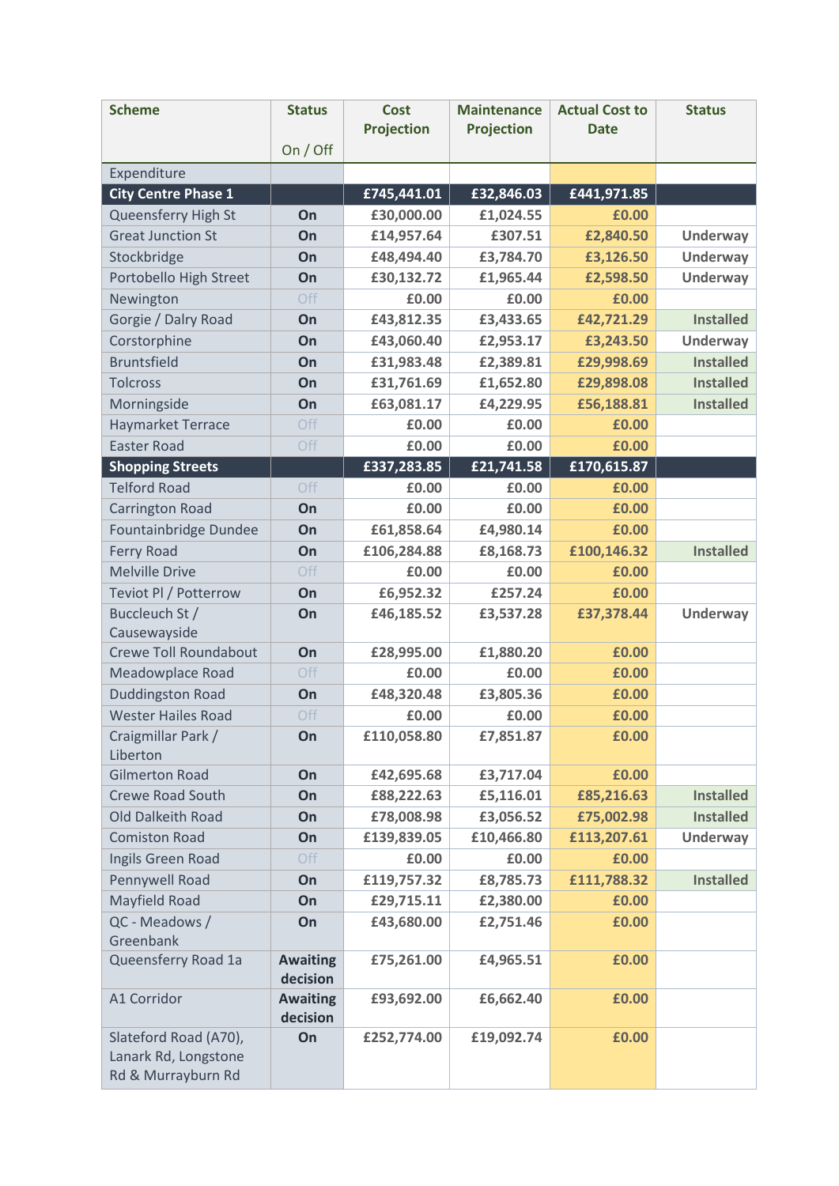| Scheme | Status<br>On / Off | Cost Projection | Maintenance Projection | Actual Cost to Date | Status |
|---|---|---|---|---|---|
| Expenditure | | | | | |
| **City Centre Phase 1** | | **£745,441.01** | **£32,846.03** | **£441,971.85** | |
| Queensferry High St | **On** | **£30,000.00** | **£1,024.55** | **£0.00** | |
| Great Junction St | **On** | **£14,957.64** | **£307.51** | **£2,840.50** | **Underway** |
| Stockbridge | **On** | **£48,494.40** | **£3,784.70** | **£3,126.50** | **Underway** |
| Portobello High Street | **On** | **£30,132.72** | **£1,965.44** | **£2,598.50** | **Underway** |
| Newington | Off | **£0.00** | **£0.00** | **£0.00** | |
| Gorgie / Dalry Road | **On** | **£43,812.35** | **£3,433.65** | **£42,721.29** | **Installed** |
| Corstorphine | **On** | **£43,060.40** | **£2,953.17** | **£3,243.50** | **Underway** |
| Bruntsfield | **On** | **£31,983.48** | **£2,389.81** | **£29,998.69** | **Installed** |
| Tolcross | **On** | **£31,761.69** | **£1,652.80** | **£29,898.08** | **Installed** |
| Morningside | **On** | **£63,081.17** | **£4,229.95** | **£56,188.81** | **Installed** |
| Haymarket Terrace | Off | **£0.00** | **£0.00** | **£0.00** | |
| Easter Road | Off | **£0.00** | **£0.00** | **£0.00** | |
| **Shopping Streets** | | **£337,283.85** | **£21,741.58** | **£170,615.87** | |
| Telford Road | Off | **£0.00** | **£0.00** | **£0.00** | |
| Carrington Road | **On** | **£0.00** | **£0.00** | **£0.00** | |
| Fountainbridge Dundee | **On** | **£61,858.64** | **£4,980.14** | **£0.00** | |
| Ferry Road | **On** | **£106,284.88** | **£8,168.73** | **£100,146.32** | **Installed** |
| Melville Drive | Off | **£0.00** | **£0.00** | **£0.00** | |
| Teviot Pl / Potterrow | **On** | **£6,952.32** | **£257.24** | **£0.00** | |
| Buccleuch St / Causewayside | **On** | **£46,185.52** | **£3,537.28** | **£37,378.44** | **Underway** |
| Crewe Toll Roundabout | **On** | **£28,995.00** | **£1,880.20** | **£0.00** | |
| Meadowplace Road | Off | **£0.00** | **£0.00** | **£0.00** | |
| Duddingston Road | **On** | **£48,320.48** | **£3,805.36** | **£0.00** | |
| Wester Hailes Road | Off | **£0.00** | **£0.00** | **£0.00** | |
| Craigmillar Park / Liberton | **On** | **£110,058.80** | **£7,851.87** | **£0.00** | |
| Gilmerton Road | **On** | **£42,695.68** | **£3,717.04** | **£0.00** | |
| Crewe Road South | **On** | **£88,222.63** | **£5,116.01** | **£85,216.63** | **Installed** |
| Old Dalkeith Road | **On** | **£78,008.98** | **£3,056.52** | **£75,002.98** | **Installed** |
| Comiston Road | **On** | **£139,839.05** | **£10,466.80** | **£113,207.61** | **Underway** |
| Ingils Green Road | Off | **£0.00** | **£0.00** | **£0.00** | |
| Pennywell Road | **On** | **£119,757.32** | **£8,785.73** | **£111,788.32** | **Installed** |
| Mayfield Road | **On** | **£29,715.11** | **£2,380.00** | **£0.00** | |
| QC - Meadows / Greenbank | **On** | **£43,680.00** | **£2,751.46** | **£0.00** | |
| Queensferry Road 1a | **Awaiting decision** | **£75,261.00** | **£4,965.51** | **£0.00** | |
| A1 Corridor | **Awaiting decision** | **£93,692.00** | **£6,662.40** | **£0.00** | |
| Slateford Road (A70), Lanark Rd, Longstone Rd & Murrayburn Rd | **On** | **£252,774.00** | **£19,092.74** | **£0.00** | |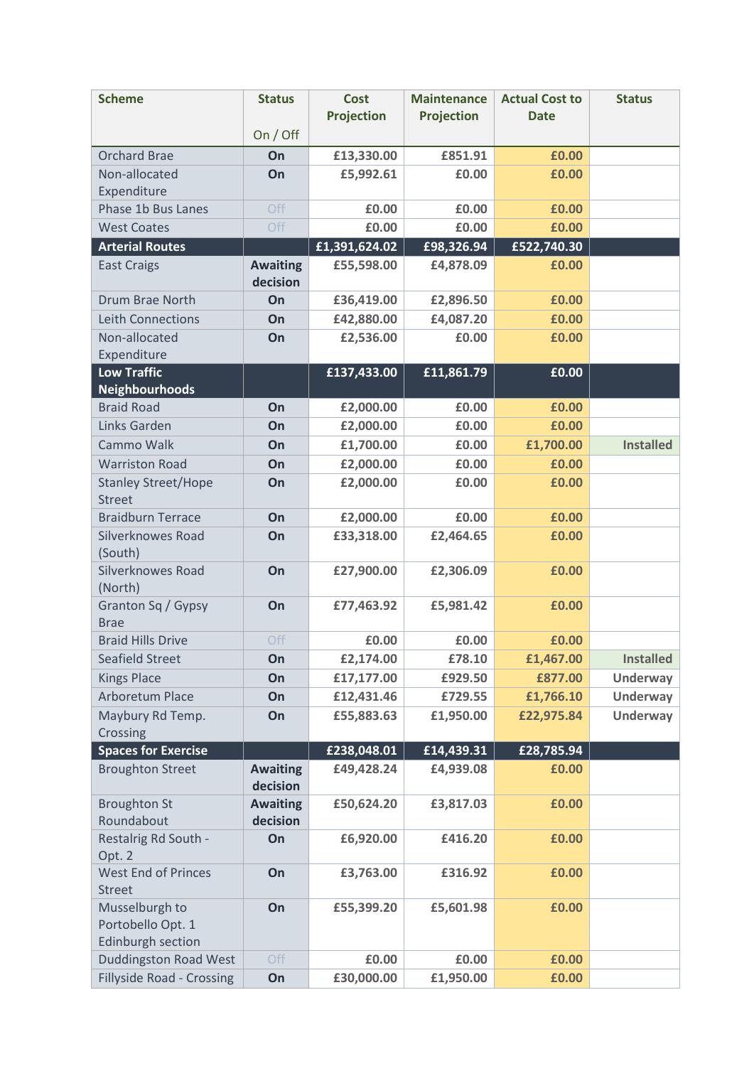| Scheme | Status<br><br>On / Off | Cost Projection | Maintenance Projection | Actual Cost to Date | Status |
|---|---|---|---|---|---|
| Orchard Brae | **On** | **£13,330.00** | **£851.91** | **£0.00** | |
| Non-allocated Expenditure | **On** | **£5,992.61** | **£0.00** | **£0.00** | |
| Phase 1b Bus Lanes | Off | **£0.00** | **£0.00** | **£0.00** | |
| West Coates | Off | **£0.00** | **£0.00** | **£0.00** | |
| **Arterial Routes** | | **£1,391,624.02** | **£98,326.94** | **£522,740.30** | |
| East Craigs | **Awaiting decision** | **£55,598.00** | **£4,878.09** | **£0.00** | |
| Drum Brae North | **On** | **£36,419.00** | **£2,896.50** | **£0.00** | |
| Leith Connections | **On** | **£42,880.00** | **£4,087.20** | **£0.00** | |
| Non-allocated Expenditure | **On** | **£2,536.00** | **£0.00** | **£0.00** | |
| **Low Traffic Neighbourhoods** | | **£137,433.00** | **£11,861.79** | **£0.00** | |
| Braid Road | **On** | **£2,000.00** | **£0.00** | **£0.00** | |
| Links Garden | **On** | **£2,000.00** | **£0.00** | **£0.00** | |
| Cammo Walk | **On** | **£1,700.00** | **£0.00** | **£1,700.00** | **Installed** |
| Warriston Road | **On** | **£2,000.00** | **£0.00** | **£0.00** | |
| Stanley Street/Hope Street | **On** | **£2,000.00** | **£0.00** | **£0.00** | |
| Braidburn Terrace | **On** | **£2,000.00** | **£0.00** | **£0.00** | |
| Silverknowes Road (South) | **On** | **£33,318.00** | **£2,464.65** | **£0.00** | |
| Silverknowes Road (North) | **On** | **£27,900.00** | **£2,306.09** | **£0.00** | |
| Granton Sq / Gypsy Brae | **On** | **£77,463.92** | **£5,981.42** | **£0.00** | |
| Braid Hills Drive | Off | **£0.00** | **£0.00** | **£0.00** | |
| Seafield Street | **On** | **£2,174.00** | **£78.10** | **£1,467.00** | **Installed** |
| Kings Place | **On** | **£17,177.00** | **£929.50** | **£877.00** | **Underway** |
| Arboretum Place | **On** | **£12,431.46** | **£729.55** | **£1,766.10** | **Underway** |
| Maybury Rd Temp. Crossing | **On** | **£55,883.63** | **£1,950.00** | **£22,975.84** | **Underway** |
| **Spaces for Exercise** | | **£238,048.01** | **£14,439.31** | **£28,785.94** | |
| Broughton Street | **Awaiting decision** | **£49,428.24** | **£4,939.08** | **£0.00** | |
| Broughton St Roundabout | **Awaiting decision** | **£50,624.20** | **£3,817.03** | **£0.00** | |
| Restalrig Rd South - Opt. 2 | **On** | **£6,920.00** | **£416.20** | **£0.00** | |
| West End of Princes Street | **On** | **£3,763.00** | **£316.92** | **£0.00** | |
| Musselburgh to Portobello Opt. 1 Edinburgh section | **On** | **£55,399.20** | **£5,601.98** | **£0.00** | |
| Duddingston Road West | Off | **£0.00** | **£0.00** | **£0.00** | |
| Fillyside Road - Crossing | **On** | **£30,000.00** | **£1,950.00** | **£0.00** | |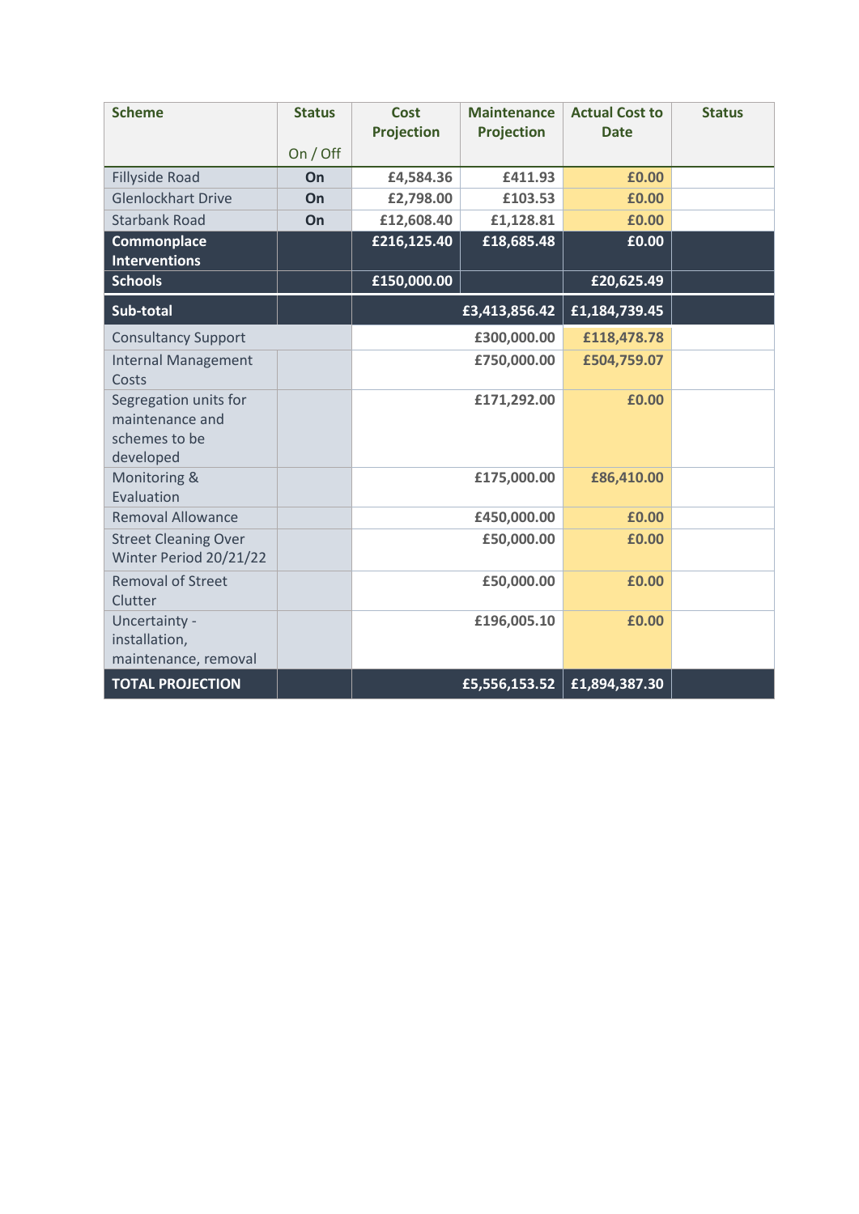| Scheme | Status<br><br>On / Off | Cost Projection | Maintenance Projection | Actual Cost to Date | Status |
|---|---|---|---|---|---|
| Fillyside Road | **On** | £4,584.36 | £411.93 | £0.00 | |
| Glenlockhart Drive | **On** | £2,798.00 | £103.53 | £0.00 | |
| Starbank Road | **On** | £12,608.40 | £1,128.81 | £0.00 | |
| **Commonplace Interventions** | | **£216,125.40** | **£18,685.48** | **£0.00** | |
| **Schools** | | **£150,000.00** | | **£20,625.49** | |
| **Sub-total** | | | **£3,413,856.42** | **£1,184,739.45** | |
| Consultancy Support | | | **£300,000.00** | **£118,478.78** | |
| Internal Management Costs | | | **£750,000.00** | **£504,759.07** | |
| Segregation units for maintenance and schemes to be developed | | | **£171,292.00** | **£0.00** | |
| Monitoring & Evaluation | | | **£175,000.00** | **£86,410.00** | |
| Removal Allowance | | | **£450,000.00** | **£0.00** | |
| Street Cleaning Over Winter Period 20/21/22 | | | **£50,000.00** | **£0.00** | |
| Removal of Street Clutter | | | **£50,000.00** | **£0.00** | |
| Uncertainty - installation, maintenance, removal | | | **£196,005.10** | **£0.00** | |
| **TOTAL PROJECTION** | | | **£5,556,153.52** | **£1,894,387.30** | |